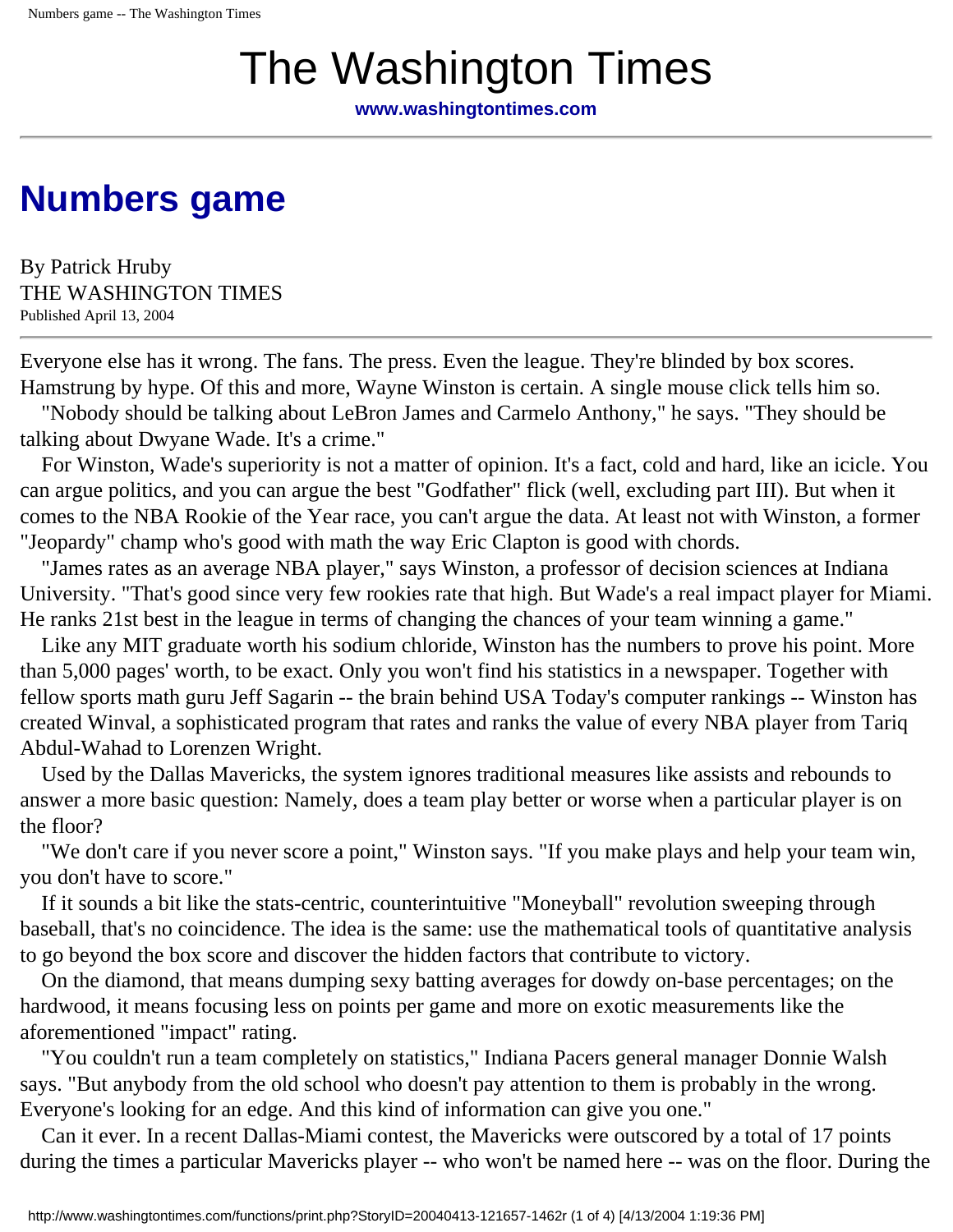# The Washington Times

**www.washingtontimes.com**

---

## Numbers game

By Patrick Hruby
THE WASHINGTON TIMES
Published April 13, 2004

---

Everyone else has it wrong. The fans. The press. Even the league. They're blinded by box scores. Hamstrung by hype. Of this and more, Wayne Winston is certain. A single mouse click tells him so.

"Nobody should be talking about LeBron James and Carmelo Anthony," he says. "They should be talking about Dwyane Wade. It's a crime."

For Winston, Wade's superiority is not a matter of opinion. It's a fact, cold and hard, like an icicle. You can argue politics, and you can argue the best "Godfather" flick (well, excluding part III). But when it comes to the NBA Rookie of the Year race, you can't argue the data. At least not with Winston, a former "Jeopardy" champ who's good with math the way Eric Clapton is good with chords.

"James rates as an average NBA player," says Winston, a professor of decision sciences at Indiana University. "That's good since very few rookies rate that high. But Wade's a real impact player for Miami. He ranks 21st best in the league in terms of changing the chances of your team winning a game."

Like any MIT graduate worth his sodium chloride, Winston has the numbers to prove his point. More than 5,000 pages' worth, to be exact. Only you won't find his statistics in a newspaper. Together with fellow sports math guru Jeff Sagarin -- the brain behind USA Today's computer rankings -- Winston has created Winval, a sophisticated program that rates and ranks the value of every NBA player from Tariq Abdul-Wahad to Lorenzen Wright.

Used by the Dallas Mavericks, the system ignores traditional measures like assists and rebounds to answer a more basic question: Namely, does a team play better or worse when a particular player is on the floor?

"We don't care if you never score a point," Winston says. "If you make plays and help your team win, you don't have to score."

If it sounds a bit like the stats-centric, counterintuitive "Moneyball" revolution sweeping through baseball, that's no coincidence. The idea is the same: use the mathematical tools of quantitative analysis to go beyond the box score and discover the hidden factors that contribute to victory.

On the diamond, that means dumping sexy batting averages for dowdy on-base percentages; on the hardwood, it means focusing less on points per game and more on exotic measurements like the aforementioned "impact" rating.

"You couldn't run a team completely on statistics," Indiana Pacers general manager Donnie Walsh says. "But anybody from the old school who doesn't pay attention to them is probably in the wrong. Everyone's looking for an edge. And this kind of information can give you one."

Can it ever. In a recent Dallas-Miami contest, the Mavericks were outscored by a total of 17 points during the times a particular Mavericks player -- who won't be named here -- was on the floor. During the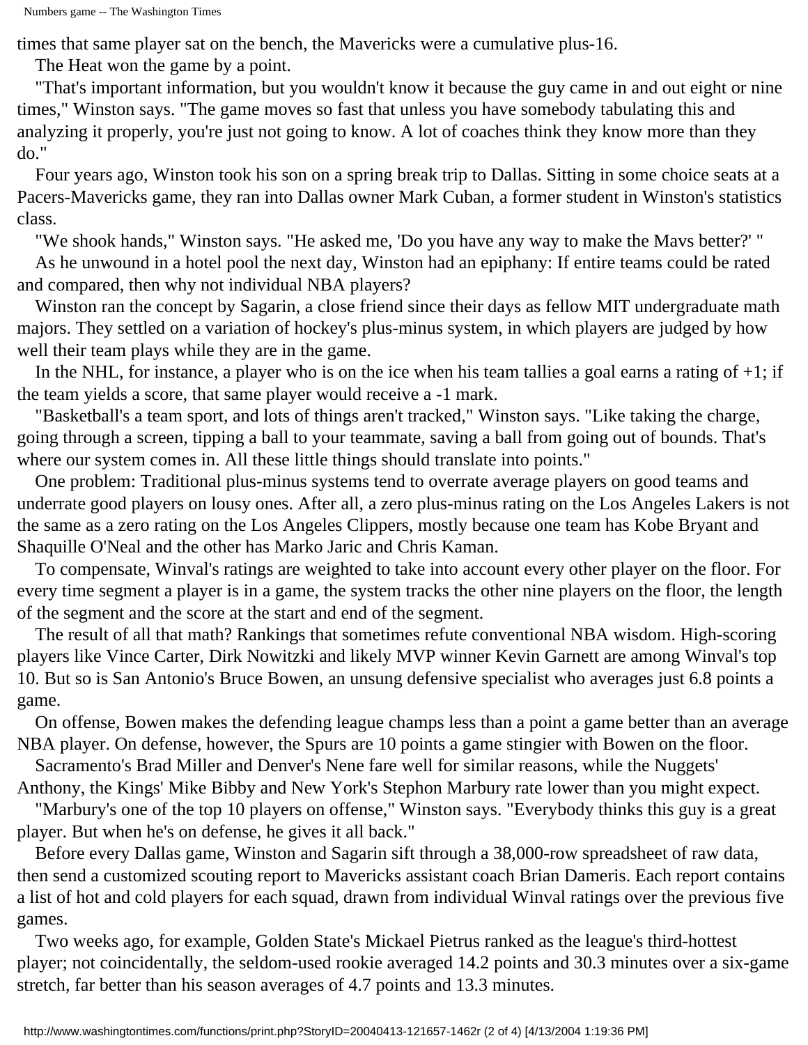times that same player sat on the bench, the Mavericks were a cumulative plus-16.

The Heat won the game by a point.

"That's important information, but you wouldn't know it because the guy came in and out eight or nine times," Winston says. "The game moves so fast that unless you have somebody tabulating this and analyzing it properly, you're just not going to know. A lot of coaches think they know more than they do."

Four years ago, Winston took his son on a spring break trip to Dallas. Sitting in some choice seats at a Pacers-Mavericks game, they ran into Dallas owner Mark Cuban, a former student in Winston's statistics class.

"We shook hands," Winston says. "He asked me, 'Do you have any way to make the Mavs better?' "

As he unwound in a hotel pool the next day, Winston had an epiphany: If entire teams could be rated and compared, then why not individual NBA players?

Winston ran the concept by Sagarin, a close friend since their days as fellow MIT undergraduate math majors. They settled on a variation of hockey's plus-minus system, in which players are judged by how well their team plays while they are in the game.

In the NHL, for instance, a player who is on the ice when his team tallies a goal earns a rating of +1; if the team yields a score, that same player would receive a -1 mark.

"Basketball's a team sport, and lots of things aren't tracked," Winston says. "Like taking the charge, going through a screen, tipping a ball to your teammate, saving a ball from going out of bounds. That's where our system comes in. All these little things should translate into points."

One problem: Traditional plus-minus systems tend to overrate average players on good teams and underrate good players on lousy ones. After all, a zero plus-minus rating on the Los Angeles Lakers is not the same as a zero rating on the Los Angeles Clippers, mostly because one team has Kobe Bryant and Shaquille O'Neal and the other has Marko Jaric and Chris Kaman.

To compensate, Winval's ratings are weighted to take into account every other player on the floor. For every time segment a player is in a game, the system tracks the other nine players on the floor, the length of the segment and the score at the start and end of the segment.

The result of all that math? Rankings that sometimes refute conventional NBA wisdom. High-scoring players like Vince Carter, Dirk Nowitzki and likely MVP winner Kevin Garnett are among Winval's top 10. But so is San Antonio's Bruce Bowen, an unsung defensive specialist who averages just 6.8 points a game.

On offense, Bowen makes the defending league champs less than a point a game better than an average NBA player. On defense, however, the Spurs are 10 points a game stingier with Bowen on the floor.

Sacramento's Brad Miller and Denver's Nene fare well for similar reasons, while the Nuggets' Anthony, the Kings' Mike Bibby and New York's Stephon Marbury rate lower than you might expect.

"Marbury's one of the top 10 players on offense," Winston says. "Everybody thinks this guy is a great player. But when he's on defense, he gives it all back."

Before every Dallas game, Winston and Sagarin sift through a 38,000-row spreadsheet of raw data, then send a customized scouting report to Mavericks assistant coach Brian Dameris. Each report contains a list of hot and cold players for each squad, drawn from individual Winval ratings over the previous five games.

Two weeks ago, for example, Golden State's Mickael Pietrus ranked as the league's third-hottest player; not coincidentally, the seldom-used rookie averaged 14.2 points and 30.3 minutes over a six-game stretch, far better than his season averages of 4.7 points and 13.3 minutes.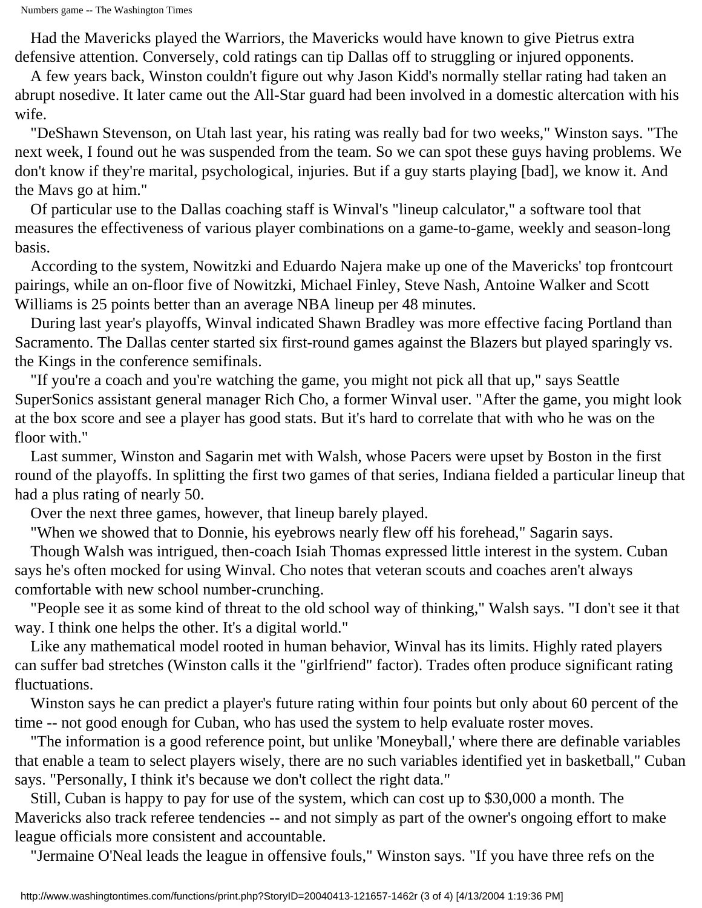Had the Mavericks played the Warriors, the Mavericks would have known to give Pietrus extra defensive attention. Conversely, cold ratings can tip Dallas off to struggling or injured opponents.

A few years back, Winston couldn't figure out why Jason Kidd's normally stellar rating had taken an abrupt nosedive. It later came out the All-Star guard had been involved in a domestic altercation with his wife.

"DeShawn Stevenson, on Utah last year, his rating was really bad for two weeks," Winston says. "The next week, I found out he was suspended from the team. So we can spot these guys having problems. We don't know if they're marital, psychological, injuries. But if a guy starts playing [bad], we know it. And the Mavs go at him."

Of particular use to the Dallas coaching staff is Winval's "lineup calculator," a software tool that measures the effectiveness of various player combinations on a game-to-game, weekly and season-long basis.

According to the system, Nowitzki and Eduardo Najera make up one of the Mavericks' top frontcourt pairings, while an on-floor five of Nowitzki, Michael Finley, Steve Nash, Antoine Walker and Scott Williams is 25 points better than an average NBA lineup per 48 minutes.

During last year's playoffs, Winval indicated Shawn Bradley was more effective facing Portland than Sacramento. The Dallas center started six first-round games against the Blazers but played sparingly vs. the Kings in the conference semifinals.

"If you're a coach and you're watching the game, you might not pick all that up," says Seattle SuperSonics assistant general manager Rich Cho, a former Winval user. "After the game, you might look at the box score and see a player has good stats. But it's hard to correlate that with who he was on the floor with."

Last summer, Winston and Sagarin met with Walsh, whose Pacers were upset by Boston in the first round of the playoffs. In splitting the first two games of that series, Indiana fielded a particular lineup that had a plus rating of nearly 50.

Over the next three games, however, that lineup barely played.

"When we showed that to Donnie, his eyebrows nearly flew off his forehead," Sagarin says.

Though Walsh was intrigued, then-coach Isiah Thomas expressed little interest in the system. Cuban says he's often mocked for using Winval. Cho notes that veteran scouts and coaches aren't always comfortable with new school number-crunching.

"People see it as some kind of threat to the old school way of thinking," Walsh says. "I don't see it that way. I think one helps the other. It's a digital world."

Like any mathematical model rooted in human behavior, Winval has its limits. Highly rated players can suffer bad stretches (Winston calls it the "girlfriend" factor). Trades often produce significant rating fluctuations.

Winston says he can predict a player's future rating within four points but only about 60 percent of the time -- not good enough for Cuban, who has used the system to help evaluate roster moves.

"The information is a good reference point, but unlike 'Moneyball,' where there are definable variables that enable a team to select players wisely, there are no such variables identified yet in basketball," Cuban says. "Personally, I think it's because we don't collect the right data."

Still, Cuban is happy to pay for use of the system, which can cost up to $30,000 a month. The Mavericks also track referee tendencies -- and not simply as part of the owner's ongoing effort to make league officials more consistent and accountable.

"Jermaine O'Neal leads the league in offensive fouls," Winston says. "If you have three refs on the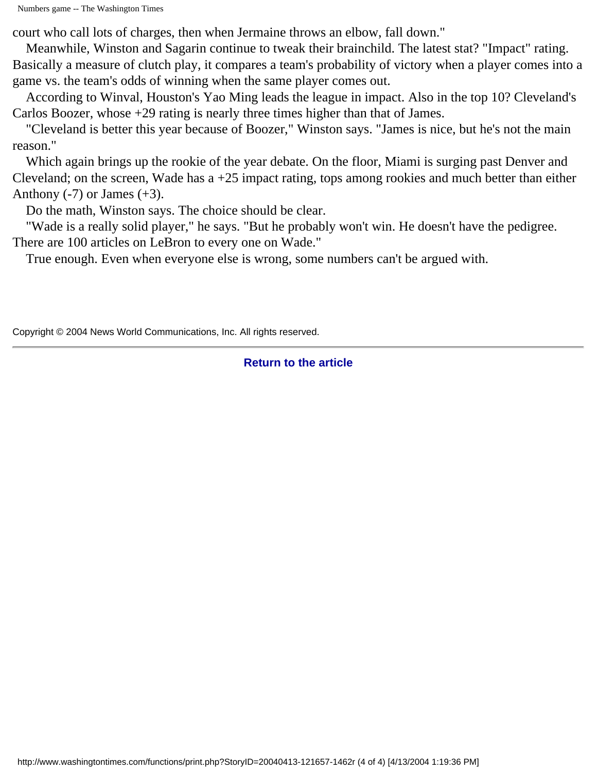court who call lots of charges, then when Jermaine throws an elbow, fall down."

Meanwhile, Winston and Sagarin continue to tweak their brainchild. The latest stat? "Impact" rating. Basically a measure of clutch play, it compares a team's probability of victory when a player comes into a game vs. the team's odds of winning when the same player comes out.

According to Winval, Houston's Yao Ming leads the league in impact. Also in the top 10? Cleveland's Carlos Boozer, whose +29 rating is nearly three times higher than that of James.

"Cleveland is better this year because of Boozer," Winston says. "James is nice, but he's not the main reason."

Which again brings up the rookie of the year debate. On the floor, Miami is surging past Denver and Cleveland; on the screen, Wade has a +25 impact rating, tops among rookies and much better than either Anthony (-7) or James (+3).

Do the math, Winston says. The choice should be clear.

"Wade is a really solid player," he says. "But he probably won't win. He doesn't have the pedigree. There are 100 articles on LeBron to every one on Wade."

True enough. Even when everyone else is wrong, some numbers can't be argued with.

Copyright © 2004 News World Communications, Inc. All rights reserved.

---

**Return to the article**